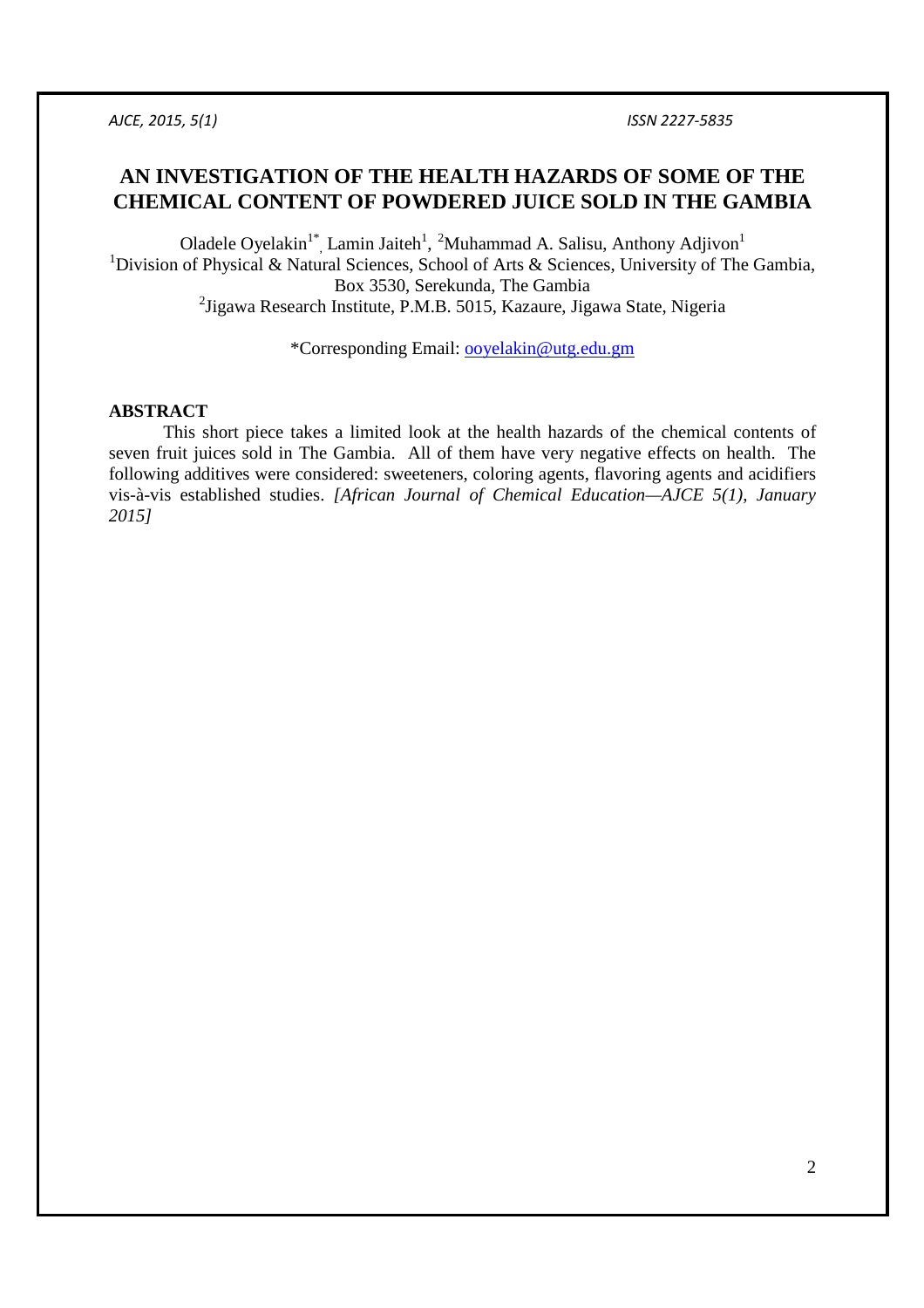# AN INVESTIGATION OF THE HEALTH HAZARDS OF SOME OF THE CHEMICAL CONTENT OF POWDERED JUICE SOLD IN THE GAMBIA

Oladele Oyelakin[1*], Lamin Jaiteh[1], [2]Muhammad A. Salisu, Anthony Adjivon[1]

[1]Division of Physical & Natural Sciences, School of Arts & Sciences, University of The Gambia, Box 3530, Serekunda, The Gambia

[2]Jigawa Research Institute, P.M.B. 5015, Kazaure, Jigawa State, Nigeria

*Corresponding Email: ooyelakin@utg.edu.gm

## ABSTRACT

This short piece takes a limited look at the health hazards of the chemical contents of seven fruit juices sold in The Gambia. All of them have very negative effects on health. The following additives were considered: sweeteners, coloring agents, flavoring agents and acidifiers vis-à-vis established studies. *[African Journal of Chemical Education—AJCE 5(1), January 2015]*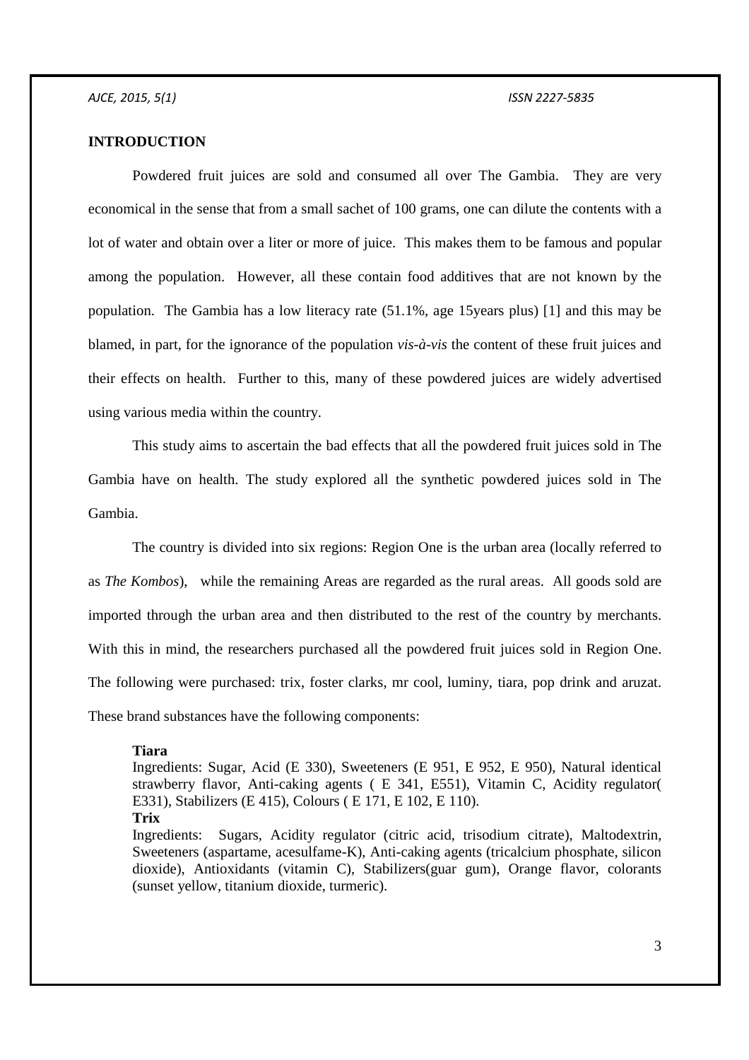## INTRODUCTION

Powdered fruit juices are sold and consumed all over The Gambia. They are very economical in the sense that from a small sachet of 100 grams, one can dilute the contents with a lot of water and obtain over a liter or more of juice. This makes them to be famous and popular among the population. However, all these contain food additives that are not known by the population. The Gambia has a low literacy rate (51.1%, age 15years plus) [1] and this may be blamed, in part, for the ignorance of the population *vis-à-vis* the content of these fruit juices and their effects on health. Further to this, many of these powdered juices are widely advertised using various media within the country.

This study aims to ascertain the bad effects that all the powdered fruit juices sold in The Gambia have on health. The study explored all the synthetic powdered juices sold in The Gambia.

The country is divided into six regions: Region One is the urban area (locally referred to as *The Kombos*), while the remaining Areas are regarded as the rural areas. All goods sold are imported through the urban area and then distributed to the rest of the country by merchants. With this in mind, the researchers purchased all the powdered fruit juices sold in Region One. The following were purchased: trix, foster clarks, mr cool, luminy, tiara, pop drink and aruzat. These brand substances have the following components:

**Tiara**
Ingredients: Sugar, Acid (E 330), Sweeteners (E 951, E 952, E 950), Natural identical strawberry flavor, Anti-caking agents ( E 341, E551), Vitamin C, Acidity regulator( E331), Stabilizers (E 415), Colours ( E 171, E 102, E 110).

**Trix**
Ingredients: Sugars, Acidity regulator (citric acid, trisodium citrate), Maltodextrin, Sweeteners (aspartame, acesulfame-K), Anti-caking agents (tricalcium phosphate, silicon dioxide), Antioxidants (vitamin C), Stabilizers(guar gum), Orange flavor, colorants (sunset yellow, titanium dioxide, turmeric).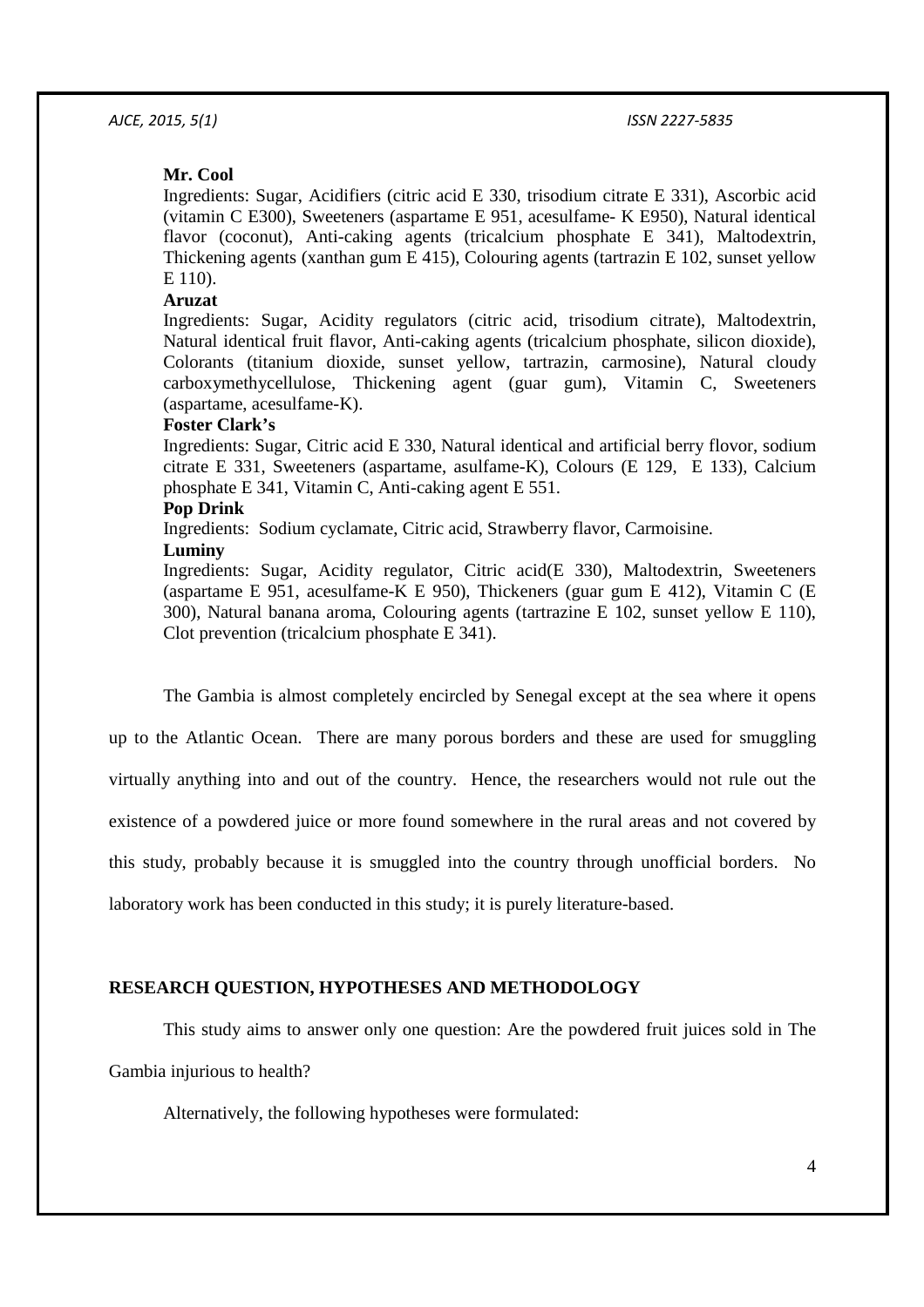**Mr. Cool**

Ingredients: Sugar, Acidifiers (citric acid E 330, trisodium citrate E 331), Ascorbic acid (vitamin C E300), Sweeteners (aspartame E 951, acesulfame- K E950), Natural identical flavor (coconut), Anti-caking agents (tricalcium phosphate E 341), Maltodextrin, Thickening agents (xanthan gum E 415), Colouring agents (tartrazin E 102, sunset yellow E 110).

**Aruzat**

Ingredients: Sugar, Acidity regulators (citric acid, trisodium citrate), Maltodextrin, Natural identical fruit flavor, Anti-caking agents (tricalcium phosphate, silicon dioxide), Colorants (titanium dioxide, sunset yellow, tartrazin, carmosine), Natural cloudy carboxymethycellulose, Thickening agent (guar gum), Vitamin C, Sweeteners (aspartame, acesulfame-K).

**Foster Clark's**

Ingredients: Sugar, Citric acid E 330, Natural identical and artificial berry flovor, sodium citrate E 331, Sweeteners (aspartame, asulfame-K), Colours (E 129, E 133), Calcium phosphate E 341, Vitamin C, Anti-caking agent E 551.

**Pop Drink**

Ingredients: Sodium cyclamate, Citric acid, Strawberry flavor, Carmoisine.

**Luminy**

Ingredients: Sugar, Acidity regulator, Citric acid(E 330), Maltodextrin, Sweeteners (aspartame E 951, acesulfame-K E 950), Thickeners (guar gum E 412), Vitamin C (E 300), Natural banana aroma, Colouring agents (tartrazine E 102, sunset yellow E 110), Clot prevention (tricalcium phosphate E 341).

The Gambia is almost completely encircled by Senegal except at the sea where it opens up to the Atlantic Ocean. There are many porous borders and these are used for smuggling virtually anything into and out of the country. Hence, the researchers would not rule out the existence of a powdered juice or more found somewhere in the rural areas and not covered by this study, probably because it is smuggled into the country through unofficial borders. No laboratory work has been conducted in this study; it is purely literature-based.

## RESEARCH QUESTION, HYPOTHESES AND METHODOLOGY

This study aims to answer only one question: Are the powdered fruit juices sold in The Gambia injurious to health?

Alternatively, the following hypotheses were formulated: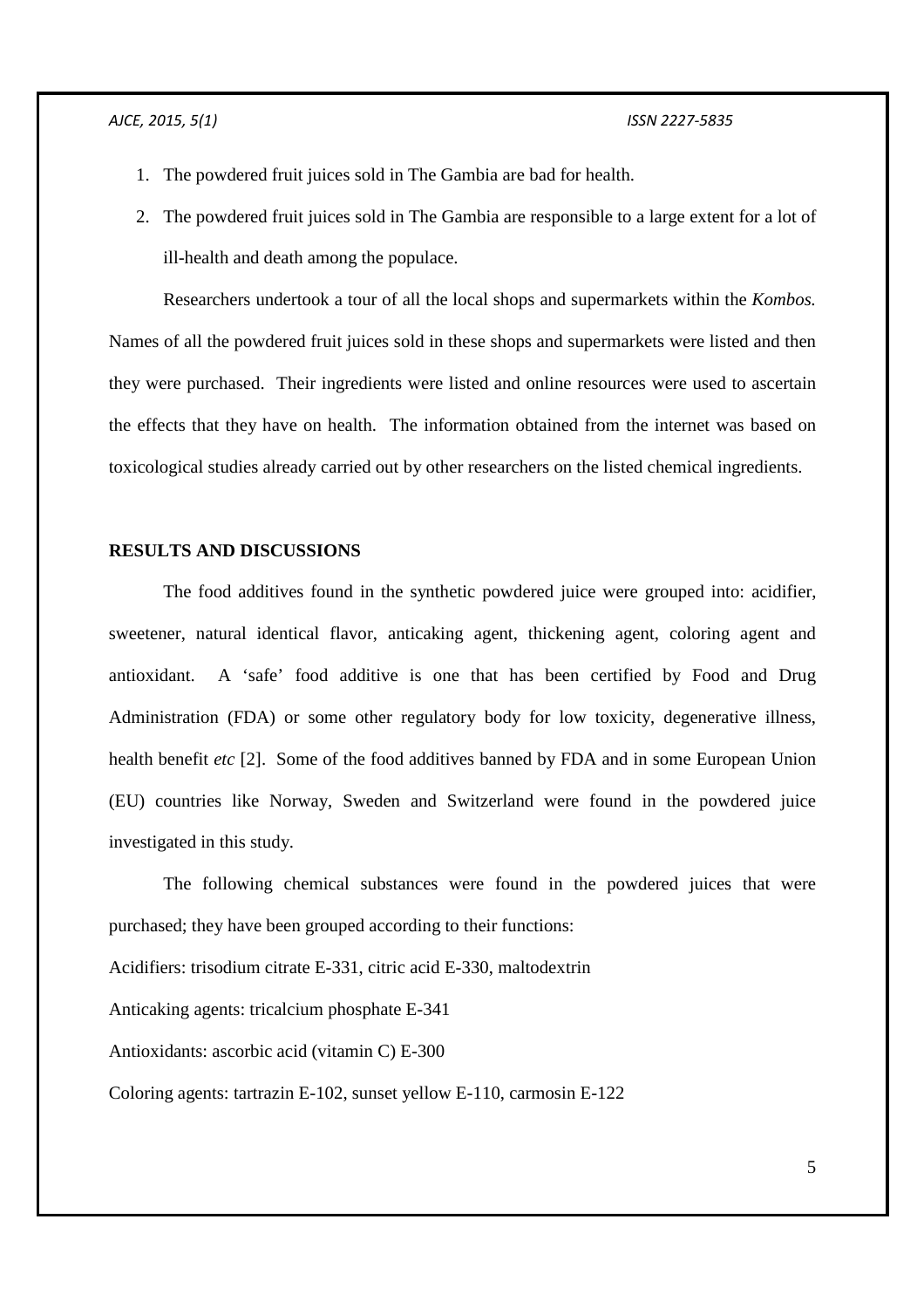1. The powdered fruit juices sold in The Gambia are bad for health.
2. The powdered fruit juices sold in The Gambia are responsible to a large extent for a lot of ill-health and death among the populace.

Researchers undertook a tour of all the local shops and supermarkets within the *Kombos.* Names of all the powdered fruit juices sold in these shops and supermarkets were listed and then they were purchased. Their ingredients were listed and online resources were used to ascertain the effects that they have on health. The information obtained from the internet was based on toxicological studies already carried out by other researchers on the listed chemical ingredients.

## RESULTS AND DISCUSSIONS

The food additives found in the synthetic powdered juice were grouped into: acidifier, sweetener, natural identical flavor, anticaking agent, thickening agent, coloring agent and antioxidant. A 'safe' food additive is one that has been certified by Food and Drug Administration (FDA) or some other regulatory body for low toxicity, degenerative illness, health benefit *etc* [2]. Some of the food additives banned by FDA and in some European Union (EU) countries like Norway, Sweden and Switzerland were found in the powdered juice investigated in this study.

The following chemical substances were found in the powdered juices that were purchased; they have been grouped according to their functions:

Acidifiers: trisodium citrate E-331, citric acid E-330, maltodextrin

Anticaking agents: tricalcium phosphate E-341

Antioxidants: ascorbic acid (vitamin C) E-300

Coloring agents: tartrazin E-102, sunset yellow E-110, carmosin E-122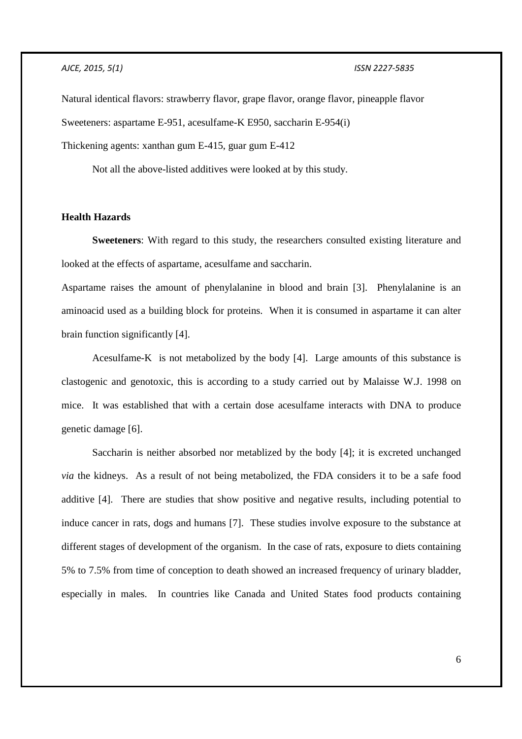Natural identical flavors: strawberry flavor, grape flavor, orange flavor, pineapple flavor

Sweeteners: aspartame E-951, acesulfame-K E950, saccharin E-954(i)

Thickening agents: xanthan gum E-415, guar gum E-412

Not all the above-listed additives were looked at by this study.

## Health Hazards

**Sweeteners**: With regard to this study, the researchers consulted existing literature and looked at the effects of aspartame, acesulfame and saccharin.

Aspartame raises the amount of phenylalanine in blood and brain [3]. Phenylalanine is an aminoacid used as a building block for proteins. When it is consumed in aspartame it can alter brain function significantly [4].

Acesulfame-K is not metabolized by the body [4]. Large amounts of this substance is clastogenic and genotoxic, this is according to a study carried out by Malaisse W.J. 1998 on mice. It was established that with a certain dose acesulfame interacts with DNA to produce genetic damage [6].

Saccharin is neither absorbed nor metablized by the body [4]; it is excreted unchanged *via* the kidneys. As a result of not being metabolized, the FDA considers it to be a safe food additive [4]. There are studies that show positive and negative results, including potential to induce cancer in rats, dogs and humans [7]. These studies involve exposure to the substance at different stages of development of the organism. In the case of rats, exposure to diets containing 5% to 7.5% from time of conception to death showed an increased frequency of urinary bladder, especially in males. In countries like Canada and United States food products containing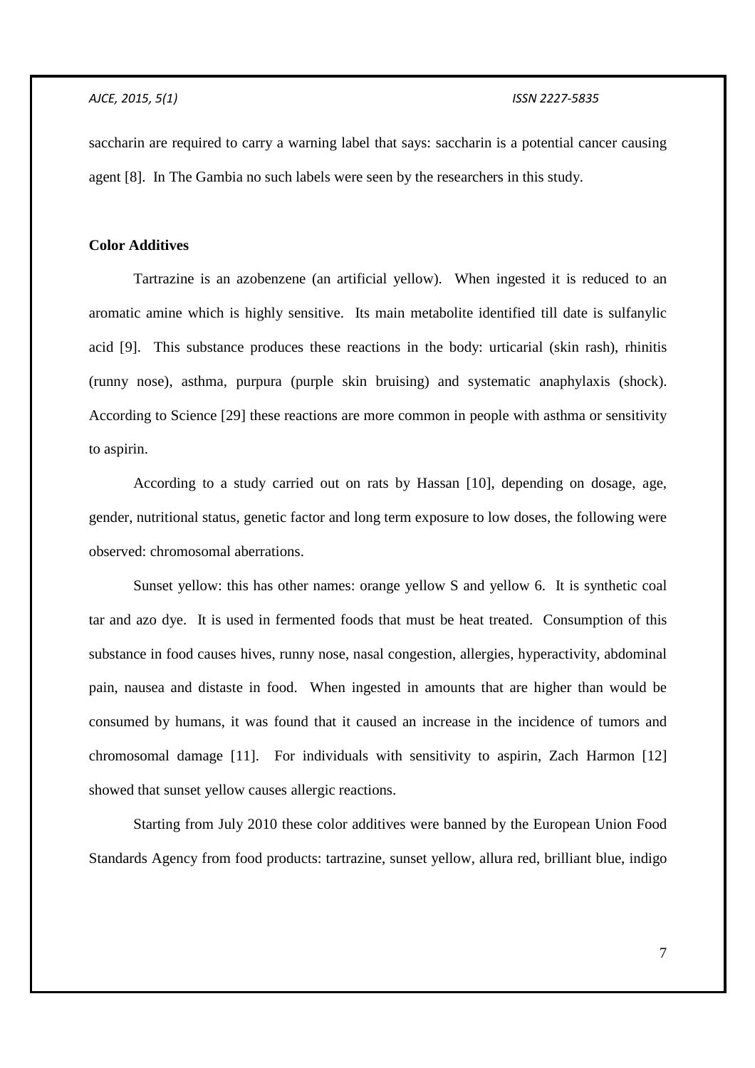saccharin are required to carry a warning label that says: saccharin is a potential cancer causing agent [8]. In The Gambia no such labels were seen by the researchers in this study.

**Color Additives**

Tartrazine is an azobenzene (an artificial yellow). When ingested it is reduced to an aromatic amine which is highly sensitive. Its main metabolite identified till date is sulfanylic acid [9]. This substance produces these reactions in the body: urticarial (skin rash), rhinitis (runny nose), asthma, purpura (purple skin bruising) and systematic anaphylaxis (shock). According to Science [29] these reactions are more common in people with asthma or sensitivity to aspirin.

According to a study carried out on rats by Hassan [10], depending on dosage, age, gender, nutritional status, genetic factor and long term exposure to low doses, the following were observed: chromosomal aberrations.

Sunset yellow: this has other names: orange yellow S and yellow 6. It is synthetic coal tar and azo dye. It is used in fermented foods that must be heat treated. Consumption of this substance in food causes hives, runny nose, nasal congestion, allergies, hyperactivity, abdominal pain, nausea and distaste in food. When ingested in amounts that are higher than would be consumed by humans, it was found that it caused an increase in the incidence of tumors and chromosomal damage [11]. For individuals with sensitivity to aspirin, Zach Harmon [12] showed that sunset yellow causes allergic reactions.

Starting from July 2010 these color additives were banned by the European Union Food Standards Agency from food products: tartrazine, sunset yellow, allura red, brilliant blue, indigo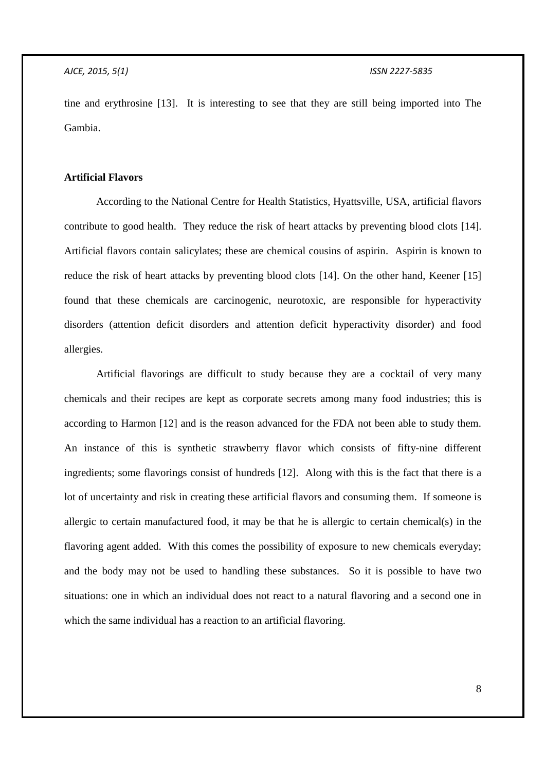tine and erythrosine [13]. It is interesting to see that they are still being imported into The Gambia.

**Artificial Flavors**

According to the National Centre for Health Statistics, Hyattsville, USA, artificial flavors contribute to good health. They reduce the risk of heart attacks by preventing blood clots [14]. Artificial flavors contain salicylates; these are chemical cousins of aspirin. Aspirin is known to reduce the risk of heart attacks by preventing blood clots [14]. On the other hand, Keener [15] found that these chemicals are carcinogenic, neurotoxic, are responsible for hyperactivity disorders (attention deficit disorders and attention deficit hyperactivity disorder) and food allergies.

Artificial flavorings are difficult to study because they are a cocktail of very many chemicals and their recipes are kept as corporate secrets among many food industries; this is according to Harmon [12] and is the reason advanced for the FDA not been able to study them. An instance of this is synthetic strawberry flavor which consists of fifty-nine different ingredients; some flavorings consist of hundreds [12]. Along with this is the fact that there is a lot of uncertainty and risk in creating these artificial flavors and consuming them. If someone is allergic to certain manufactured food, it may be that he is allergic to certain chemical(s) in the flavoring agent added. With this comes the possibility of exposure to new chemicals everyday; and the body may not be used to handling these substances. So it is possible to have two situations: one in which an individual does not react to a natural flavoring and a second one in which the same individual has a reaction to an artificial flavoring.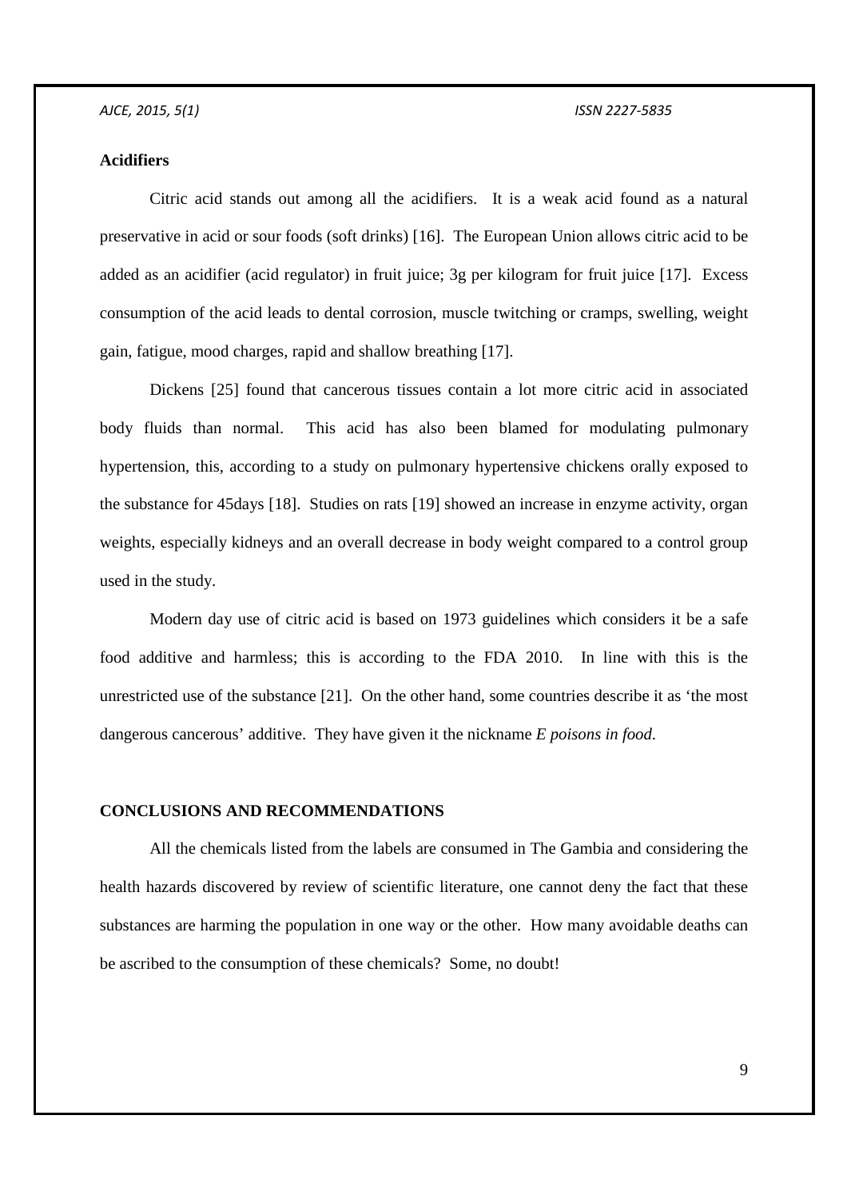**Acidifiers**

Citric acid stands out among all the acidifiers. It is a weak acid found as a natural preservative in acid or sour foods (soft drinks) [16]. The European Union allows citric acid to be added as an acidifier (acid regulator) in fruit juice; 3g per kilogram for fruit juice [17]. Excess consumption of the acid leads to dental corrosion, muscle twitching or cramps, swelling, weight gain, fatigue, mood charges, rapid and shallow breathing [17].

Dickens [25] found that cancerous tissues contain a lot more citric acid in associated body fluids than normal. This acid has also been blamed for modulating pulmonary hypertension, this, according to a study on pulmonary hypertensive chickens orally exposed to the substance for 45days [18]. Studies on rats [19] showed an increase in enzyme activity, organ weights, especially kidneys and an overall decrease in body weight compared to a control group used in the study.

Modern day use of citric acid is based on 1973 guidelines which considers it be a safe food additive and harmless; this is according to the FDA 2010. In line with this is the unrestricted use of the substance [21]. On the other hand, some countries describe it as 'the most dangerous cancerous' additive. They have given it the nickname *E poisons in food*.

## CONCLUSIONS AND RECOMMENDATIONS

All the chemicals listed from the labels are consumed in The Gambia and considering the health hazards discovered by review of scientific literature, one cannot deny the fact that these substances are harming the population in one way or the other. How many avoidable deaths can be ascribed to the consumption of these chemicals? Some, no doubt!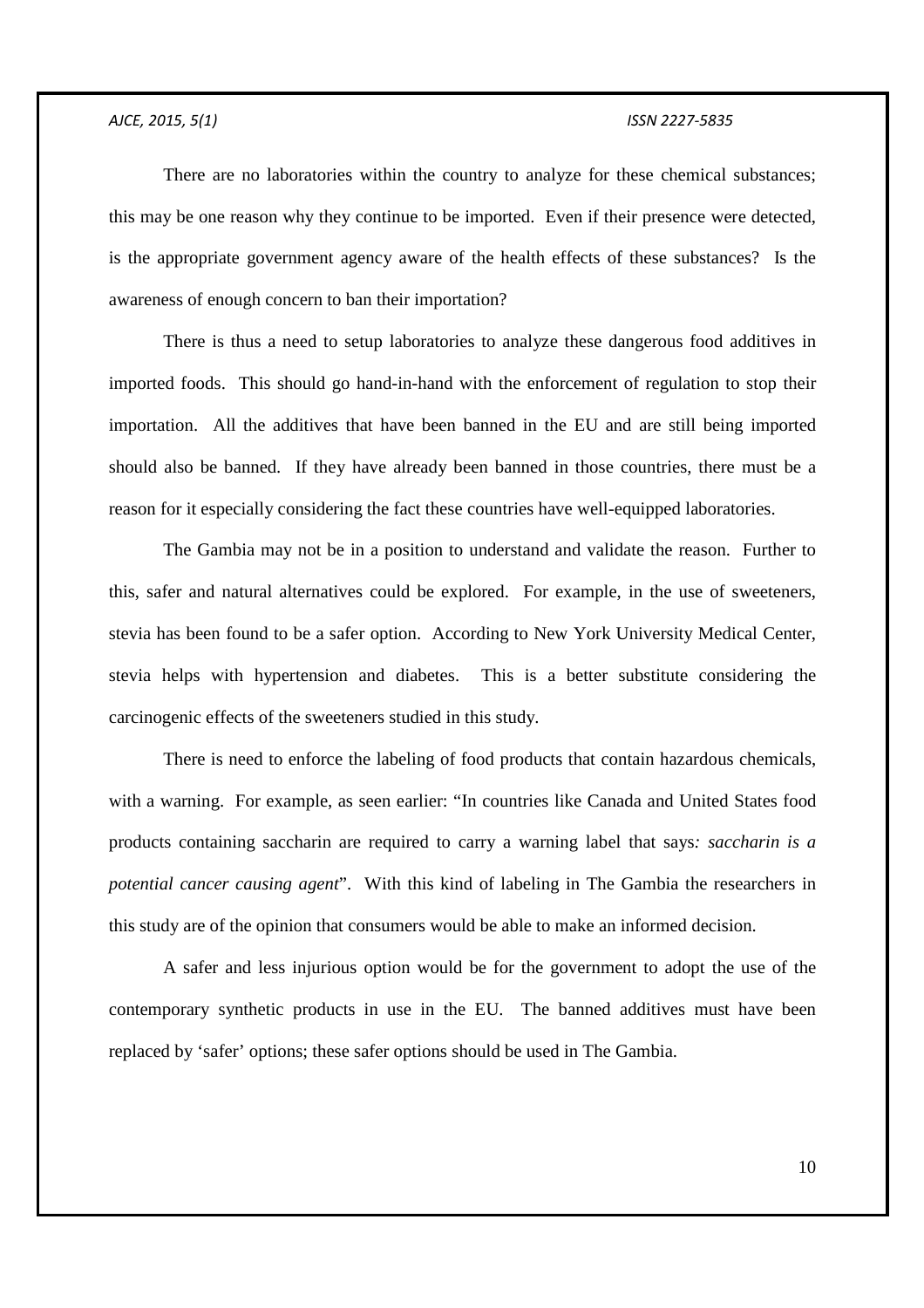There are no laboratories within the country to analyze for these chemical substances; this may be one reason why they continue to be imported. Even if their presence were detected, is the appropriate government agency aware of the health effects of these substances? Is the awareness of enough concern to ban their importation?

There is thus a need to setup laboratories to analyze these dangerous food additives in imported foods. This should go hand-in-hand with the enforcement of regulation to stop their importation. All the additives that have been banned in the EU and are still being imported should also be banned. If they have already been banned in those countries, there must be a reason for it especially considering the fact these countries have well-equipped laboratories.

The Gambia may not be in a position to understand and validate the reason. Further to this, safer and natural alternatives could be explored. For example, in the use of sweeteners, stevia has been found to be a safer option. According to New York University Medical Center, stevia helps with hypertension and diabetes. This is a better substitute considering the carcinogenic effects of the sweeteners studied in this study.

There is need to enforce the labeling of food products that contain hazardous chemicals, with a warning. For example, as seen earlier: "In countries like Canada and United States food products containing saccharin are required to carry a warning label that says*: saccharin is a potential cancer causing agent*". With this kind of labeling in The Gambia the researchers in this study are of the opinion that consumers would be able to make an informed decision.

A safer and less injurious option would be for the government to adopt the use of the contemporary synthetic products in use in the EU. The banned additives must have been replaced by 'safer' options; these safer options should be used in The Gambia.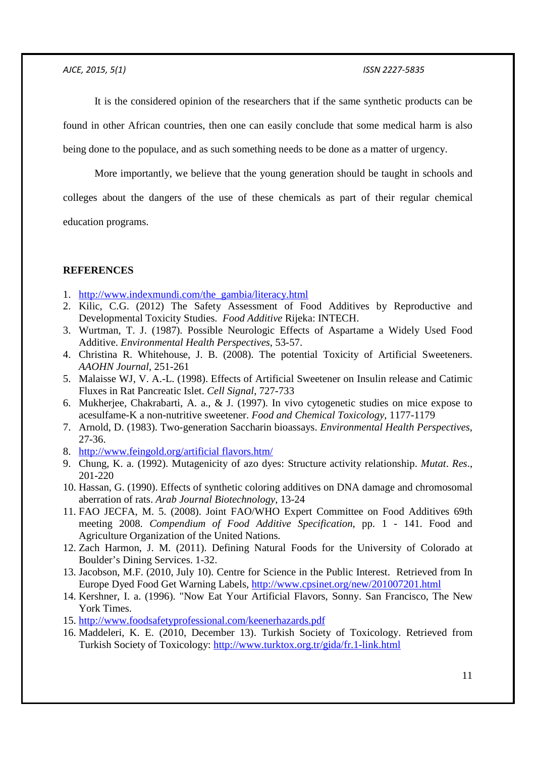It is the considered opinion of the researchers that if the same synthetic products can be found in other African countries, then one can easily conclude that some medical harm is also being done to the populace, and as such something needs to be done as a matter of urgency.

More importantly, we believe that the young generation should be taught in schools and colleges about the dangers of the use of these chemicals as part of their regular chemical education programs.

## REFERENCES

1. http://www.indexmundi.com/the_gambia/literacy.html
2. Kilic, C.G. (2012) The Safety Assessment of Food Additives by Reproductive and Developmental Toxicity Studies. *Food Additive* Rijeka: INTECH.
3. Wurtman, T. J. (1987). Possible Neurologic Effects of Aspartame a Widely Used Food Additive. *Environmental Health Perspectives*, 53-57.
4. Christina R. Whitehouse, J. B. (2008). The potential Toxicity of Artificial Sweeteners. *AAOHN Journal*, 251-261
5. Malaisse WJ, V. A.-L. (1998). Effects of Artificial Sweetener on Insulin release and Catimic Fluxes in Rat Pancreatic Islet. *Cell Signal*, 727-733
6. Mukherjee, Chakrabarti, A. a., & J. (1997). In vivo cytogenetic studies on mice expose to acesulfame-K a non-nutritive sweetener. *Food and Chemical Toxicology*, 1177-1179
7. Arnold, D. (1983). Two-generation Saccharin bioassays. *Environmental Health Perspectives*, 27-36.
8. http://www.feingold.org/artificial flavors.htm/
9. Chung, K. a. (1992). Mutagenicity of azo dyes: Structure activity relationship. *Mutat*. *Res*., 201-220
10. Hassan, G. (1990). Effects of synthetic coloring additives on DNA damage and chromosomal aberration of rats. *Arab Journal Biotechnology*, 13-24
11. FAO JECFA, M. 5. (2008). Joint FAO/WHO Expert Committee on Food Additives 69th meeting 2008. *Compendium of Food Additive Specification*, pp. 1 - 141. Food and Agriculture Organization of the United Nations.
12. Zach Harmon, J. M. (2011). Defining Natural Foods for the University of Colorado at Boulder's Dining Services. 1-32.
13. Jacobson, M.F. (2010, July 10). Centre for Science in the Public Interest. Retrieved from In Europe Dyed Food Get Warning Labels, http://www.cpsinet.org/new/201007201.html
14. Kershner, I. a. (1996). "Now Eat Your Artificial Flavors, Sonny. San Francisco, The New York Times.
15. http://www.foodsafetyprofessional.com/keenerhazards.pdf
16. Maddeleri, K. E. (2010, December 13). Turkish Society of Toxicology. Retrieved from Turkish Society of Toxicology: http://www.turktox.org.tr/gida/fr.1-link.html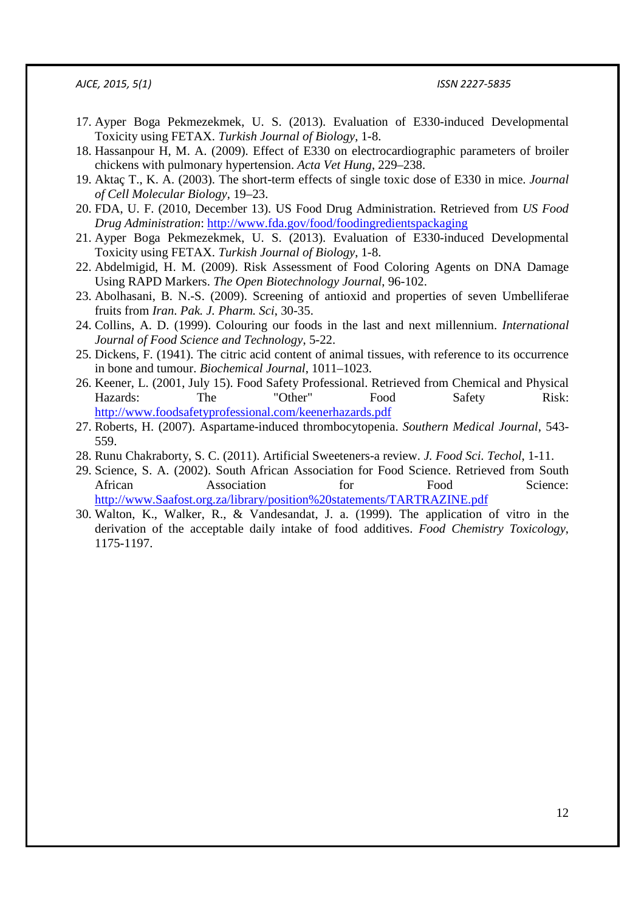17. Ayper Boga Pekmezekmek, U. S. (2013). Evaluation of E330-induced Developmental Toxicity using FETAX. *Turkish Journal of Biology*, 1-8.
18. Hassanpour H, M. A. (2009). Effect of E330 on electrocardiographic parameters of broiler chickens with pulmonary hypertension. *Acta Vet Hung*, 229–238.
19. Aktaç T., K. A. (2003). The short-term effects of single toxic dose of E330 in mice. *Journal of Cell Molecular Biology*, 19–23.
20. FDA, U. F. (2010, December 13). US Food Drug Administration. Retrieved from *US Food Drug Administration*: http://www.fda.gov/food/foodingredientspackaging
21. Ayper Boga Pekmezekmek, U. S. (2013). Evaluation of E330-induced Developmental Toxicity using FETAX. *Turkish Journal of Biology*, 1-8.
22. Abdelmigid, H. M. (2009). Risk Assessment of Food Coloring Agents on DNA Damage Using RAPD Markers. *The Open Biotechnology Journal*, 96-102.
23. Abolhasani, B. N.-S. (2009). Screening of antioxid and properties of seven Umbelliferae fruits from *Iran*. *Pak. J. Pharm. Sci*, 30-35.
24. Collins, A. D. (1999). Colouring our foods in the last and next millennium. *International Journal of Food Science and Technology*, 5-22.
25. Dickens, F. (1941). The citric acid content of animal tissues, with reference to its occurrence in bone and tumour. *Biochemical Journal*, 1011–1023.
26. Keener, L. (2001, July 15). Food Safety Professional. Retrieved from Chemical and Physical Hazards: The "Other" Food Safety Risk: http://www.foodsafetyprofessional.com/keenerhazards.pdf
27. Roberts, H. (2007). Aspartame-induced thrombocytopenia. *Southern Medical Journal*, 543-559.
28. Runu Chakraborty, S. C. (2011). Artificial Sweeteners-a review. *J. Food Sci. Techol*, 1-11.
29. Science, S. A. (2002). South African Association for Food Science. Retrieved from South African Association for Food Science: http://www.Saafost.org.za/library/position%20statements/TARTRAZINE.pdf
30. Walton, K., Walker, R., & Vandesandat, J. a. (1999). The application of vitro in the derivation of the acceptable daily intake of food additives. *Food Chemistry Toxicology*, 1175-1197.